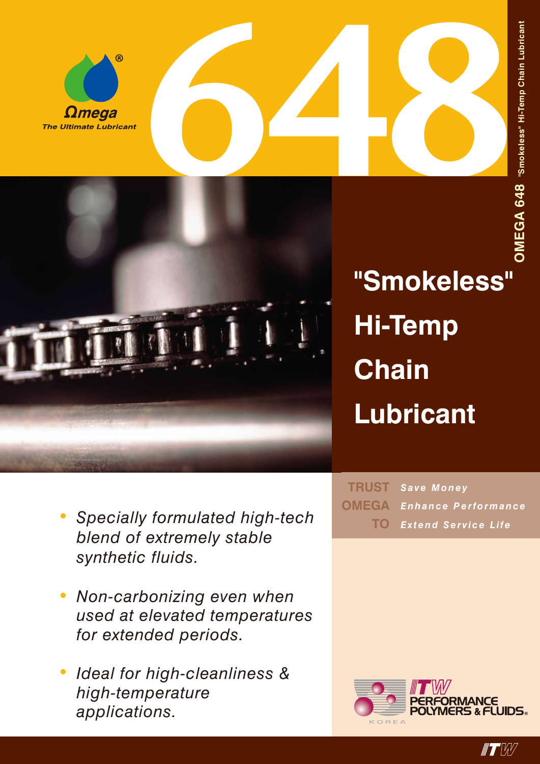Ωmega®

*The Ultimate Lubricant*

# 648

**OMEGA 648** "Smokeless" Hi-Temp Chain Lubricant

## "Smokeless" Hi-Temp Chain Lubricant

- *Specially formulated high-tech blend of extremely stable synthetic fluids.*
- *Non-carbonizing even when used at elevated temperatures for extended periods.*
- *Ideal for high-cleanliness & high-temperature applications.*

**TRUST OMEGA TO**

- *Save Money*
- *Enhance Performance*
- *Extend Service Life*

ITW PERFORMANCE POLYMERS & FLUIDS® KOREA

ITW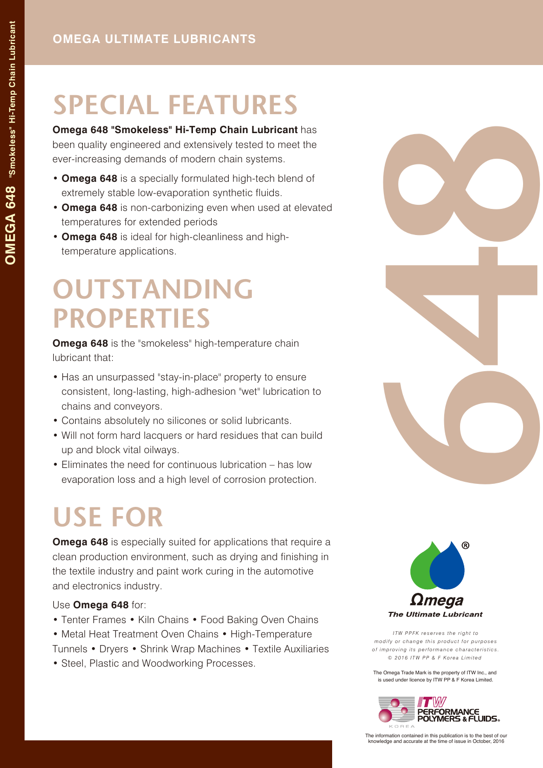# SPECIAL FEATURES

**Omega 648 "Smokeless" Hi-Temp Chain Lubricant** has been quality engineered and extensively tested to meet the ever-increasing demands of modern chain systems.

- **Omega 648** is a specially formulated high-tech blend of extremely stable low-evaporation synthetic fluids.
- **Omega 648** is non-carbonizing even when used at elevated temperatures for extended periods
- **Omega 648** is ideal for high-cleanliness and high-temperature applications.

# OUTSTANDING PROPERTIES

**Omega 648** is the "smokeless" high-temperature chain lubricant that:

- Has an unsurpassed "stay-in-place" property to ensure consistent, long-lasting, high-adhesion "wet" lubrication to chains and conveyors.
- Contains absolutely no silicones or solid lubricants.
- Will not form hard lacquers or hard residues that can build up and block vital oilways.
- Eliminates the need for continuous lubrication – has low evaporation loss and a high level of corrosion protection.

# USE FOR

**Omega 648** is especially suited for applications that require a clean production environment, such as drying and finishing in the textile industry and paint work curing in the automotive and electronics industry.

Use **Omega 648** for:

- Tenter Frames • Kiln Chains • Food Baking Oven Chains
- Metal Heat Treatment Oven Chains • High-Temperature Tunnels • Dryers • Shrink Wrap Machines • Textile Auxiliaries
- Steel, Plastic and Woodworking Processes.

Ωmega
The Ultimate Lubricant

*ITW PPFK reserves the right to modify or change this product for purposes of improving its performance characteristics. © 2016 ITW PP & F Korea Limited*

The Omega Trade Mark is the property of ITW Inc., and is used under licence by ITW PP & F Korea Limited.

ITW PERFORMANCE POLYMERS & FLUIDS KOREA

The information contained in this publication is to the best of our knowledge and accurate at the time of issue in October, 2016